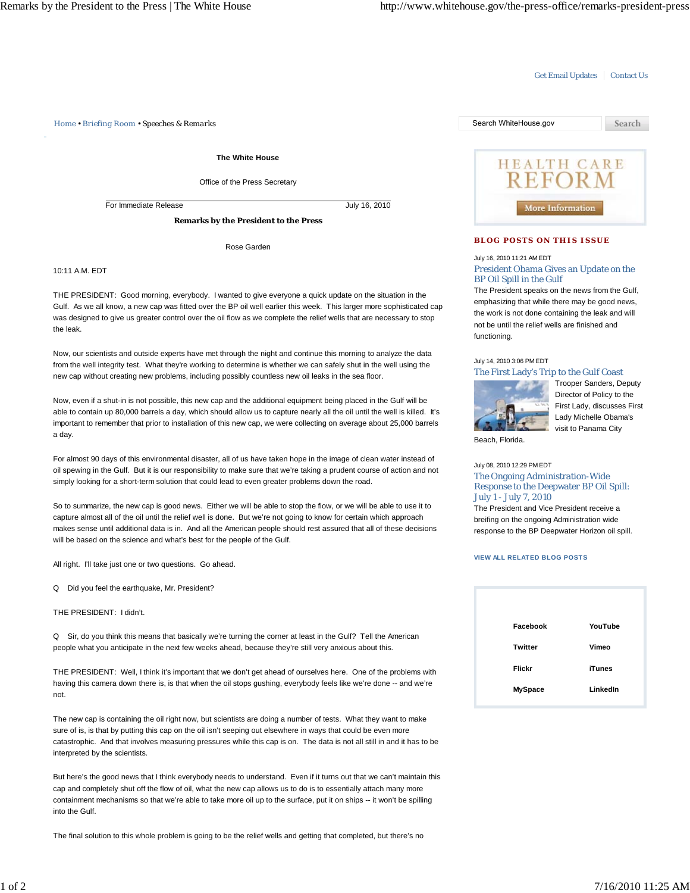Get Email Updates | Contact Us

Home • Briefing Room • Speeches & Remarks

Search WhiteHouse.gov Search

The White House

Office of the Press Secretary

For Immediate Release July 16, 2010

**Remarks by the President to the Press**

Rose Garden

10:11 A.M. EDT

THE PRESIDENT: Good morning, everybody. I wanted to give everyone a quick update on the situation in the Gulf. As we all know, a new cap was fitted over the BP oil well earlier this week. This larger more sophisticated cap was designed to give us greater control over the oil flow as we complete the relief wells that are necessary to stop the leak.

Now, our scientists and outside experts have met through the night and continue this morning to analyze the data from the well integrity test. What they're working to determine is whether we can safely shut in the well using the new cap without creating new problems, including possibly countless new oil leaks in the sea floor.

Now, even if a shut-in is not possible, this new cap and the additional equipment being placed in the Gulf will be able to contain up 80,000 barrels a day, which should allow us to capture nearly all the oil until the well is killed. It's important to remember that prior to installation of this new cap, we were collecting on average about 25,000 barrels a day.

For almost 90 days of this environmental disaster, all of us have taken hope in the image of clean water instead of oil spewing in the Gulf. But it is our responsibility to make sure that we're taking a prudent course of action and not simply looking for a short-term solution that could lead to even greater problems down the road.

So to summarize, the new cap is good news. Either we will be able to stop the flow, or we will be able to use it to capture almost all of the oil until the relief well is done. But we're not going to know for certain which approach makes sense until additional data is in. And all the American people should rest assured that all of these decisions will be based on the science and what's best for the people of the Gulf.

All right. I'll take just one or two questions. Go ahead.

Q Did you feel the earthquake, Mr. President?

THE PRESIDENT: I didn't.

Q Sir, do you think this means that basically we're turning the corner at least in the Gulf? Tell the American people what you anticipate in the next few weeks ahead, because they're still very anxious about this.

THE PRESIDENT: Well, I think it's important that we don't get ahead of ourselves here. One of the problems with having this camera down there is, is that when the oil stops gushing, everybody feels like we're done -- and we're not.

The new cap is containing the oil right now, but scientists are doing a number of tests. What they want to make sure of is, is that by putting this cap on the oil isn't seeping out elsewhere in ways that could be even more catastrophic. And that involves measuring pressures while this cap is on. The data is not all still in and it has to be interpreted by the scientists.

But here's the good news that I think everybody needs to understand. Even if it turns out that we can't maintain this cap and completely shut off the flow of oil, what the new cap allows us to do is to essentially attach many more containment mechanisms so that we're able to take more oil up to the surface, put it on ships -- it won't be spilling into the Gulf.

The final solution to this whole problem is going to be the relief wells and getting that completed, but there's no

HEALTH CARE REFORM

More Information

**BLOG POSTS ON THIS ISSUE**

July 16, 2010 11:21 AM EDT

President Obama Gives an Update on the BP Oil Spill in the Gulf

The President speaks on the news from the Gulf, emphasizing that while there may be good news, the work is not done containing the leak and will not be until the relief wells are finished and functioning.

July 14, 2010 3:06 PM EDT

The First Lady's Trip to the Gulf Coast

Trooper Sanders, Deputy Director of Policy to the First Lady, discusses First Lady Michelle Obama's visit to Panama City Beach, Florida.

July 08, 2010 12:29 PM EDT

The Ongoing Administration-Wide Response to the Deepwater BP Oil Spill: July 1 - July 7, 2010

The President and Vice President receive a breifing on the ongoing Administration wide response to the BP Deepwater Horizon oil spill.

VIEW ALL RELATED BLOG POSTS

Facebook | YouTube
Twitter | Vimeo
Flickr | iTunes
MySpace | LinkedIn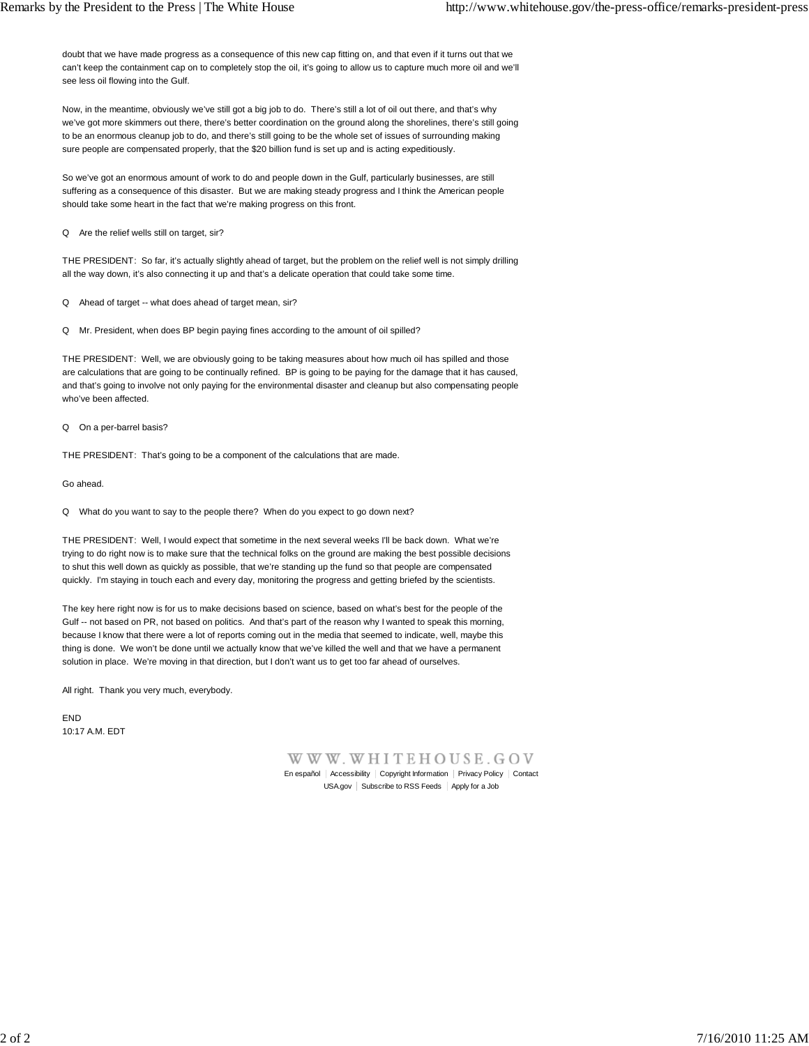doubt that we have made progress as a consequence of this new cap fitting on, and that even if it turns out that we can't keep the containment cap on to completely stop the oil, it's going to allow us to capture much more oil and we'll see less oil flowing into the Gulf.

Now, in the meantime, obviously we've still got a big job to do. There's still a lot of oil out there, and that's why we've got more skimmers out there, there's better coordination on the ground along the shorelines, there's still going to be an enormous cleanup job to do, and there's still going to be the whole set of issues of surrounding making sure people are compensated properly, that the $20 billion fund is set up and is acting expeditiously.

So we've got an enormous amount of work to do and people down in the Gulf, particularly businesses, are still suffering as a consequence of this disaster. But we are making steady progress and I think the American people should take some heart in the fact that we're making progress on this front.

Q Are the relief wells still on target, sir?

THE PRESIDENT: So far, it's actually slightly ahead of target, but the problem on the relief well is not simply drilling all the way down, it's also connecting it up and that's a delicate operation that could take some time.

Q Ahead of target -- what does ahead of target mean, sir?

Q Mr. President, when does BP begin paying fines according to the amount of oil spilled?

THE PRESIDENT: Well, we are obviously going to be taking measures about how much oil has spilled and those are calculations that are going to be continually refined. BP is going to be paying for the damage that it has caused, and that's going to involve not only paying for the environmental disaster and cleanup but also compensating people who've been affected.

Q On a per-barrel basis?

THE PRESIDENT: That's going to be a component of the calculations that are made.

Go ahead.

Q What do you want to say to the people there? When do you expect to go down next?

THE PRESIDENT: Well, I would expect that sometime in the next several weeks I'll be back down. What we're trying to do right now is to make sure that the technical folks on the ground are making the best possible decisions to shut this well down as quickly as possible, that we're standing up the fund so that people are compensated quickly. I'm staying in touch each and every day, monitoring the progress and getting briefed by the scientists.

The key here right now is for us to make decisions based on science, based on what's best for the people of the Gulf -- not based on PR, not based on politics. And that's part of the reason why I wanted to speak this morning, because I know that there were a lot of reports coming out in the media that seemed to indicate, well, maybe this thing is done. We won't be done until we actually know that we've killed the well and that we have a permanent solution in place. We're moving in that direction, but I don't want us to get too far ahead of ourselves.

All right. Thank you very much, everybody.

END
10:17 A.M. EDT

WWW.WHITEHOUSE.GOV

En español | Accessibility | Copyright Information | Privacy Policy | Contact
USA.gov | Subscribe to RSS Feeds | Apply for a Job